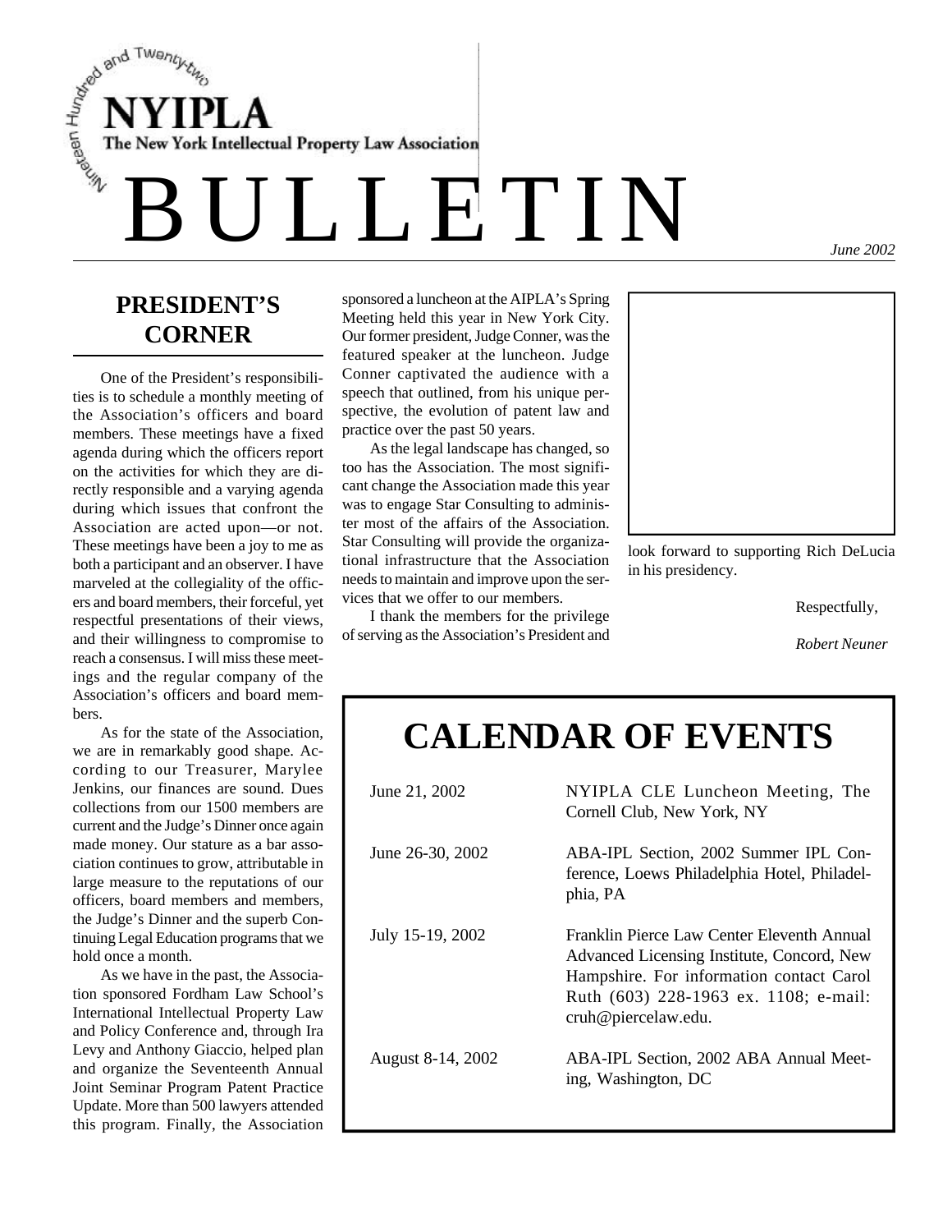Nineteen Hundred and Twenty-two

# NYIPLA

The New York Intellectual Property Law Association

# BULLETIN

*June 2002*

## PRESIDENT'S CORNER

One of the President's responsibilities is to schedule a monthly meeting of the Association's officers and board members. These meetings have a fixed agenda during which the officers report on the activities for which they are directly responsible and a varying agenda during which issues that confront the Association are acted upon—or not. These meetings have been a joy to me as both a participant and an observer. I have marveled at the collegiality of the officers and board members, their forceful, yet respectful presentations of their views, and their willingness to compromise to reach a consensus. I will miss these meetings and the regular company of the Association's officers and board members.

As for the state of the Association, we are in remarkably good shape. According to our Treasurer, Marylee Jenkins, our finances are sound. Dues collections from our 1500 members are current and the Judge's Dinner once again made money. Our stature as a bar association continues to grow, attributable in large measure to the reputations of our officers, board members and members, the Judge's Dinner and the superb Continuing Legal Education programs that we hold once a month.

As we have in the past, the Association sponsored Fordham Law School's International Intellectual Property Law and Policy Conference and, through Ira Levy and Anthony Giaccio, helped plan and organize the Seventeenth Annual Joint Seminar Program Patent Practice Update. More than 500 lawyers attended this program. Finally, the Association sponsored a luncheon at the AIPLA's Spring Meeting held this year in New York City. Our former president, Judge Conner, was the featured speaker at the luncheon. Judge Conner captivated the audience with a speech that outlined, from his unique perspective, the evolution of patent law and practice over the past 50 years.

As the legal landscape has changed, so too has the Association. The most significant change the Association made this year was to engage Star Consulting to administer most of the affairs of the Association. Star Consulting will provide the organizational infrastructure that the Association needs to maintain and improve upon the services that we offer to our members.

I thank the members for the privilege of serving as the Association's President and look forward to supporting Rich DeLucia in his presidency.

Respectfully,

*Robert Neuner*

## CALENDAR OF EVENTS

| | |
|---|---|
| June 21, 2002 | NYIPLA CLE Luncheon Meeting, The Cornell Club, New York, NY |
| June 26-30, 2002 | ABA-IPL Section, 2002 Summer IPL Conference, Loews Philadelphia Hotel, Philadelphia, PA |
| July 15-19, 2002 | Franklin Pierce Law Center Eleventh Annual Advanced Licensing Institute, Concord, New Hampshire. For information contact Carol Ruth (603) 228-1963 ex. 1108; e-mail: cruh@piercelaw.edu. |
| August 8-14, 2002 | ABA-IPL Section, 2002 ABA Annual Meeting, Washington, DC |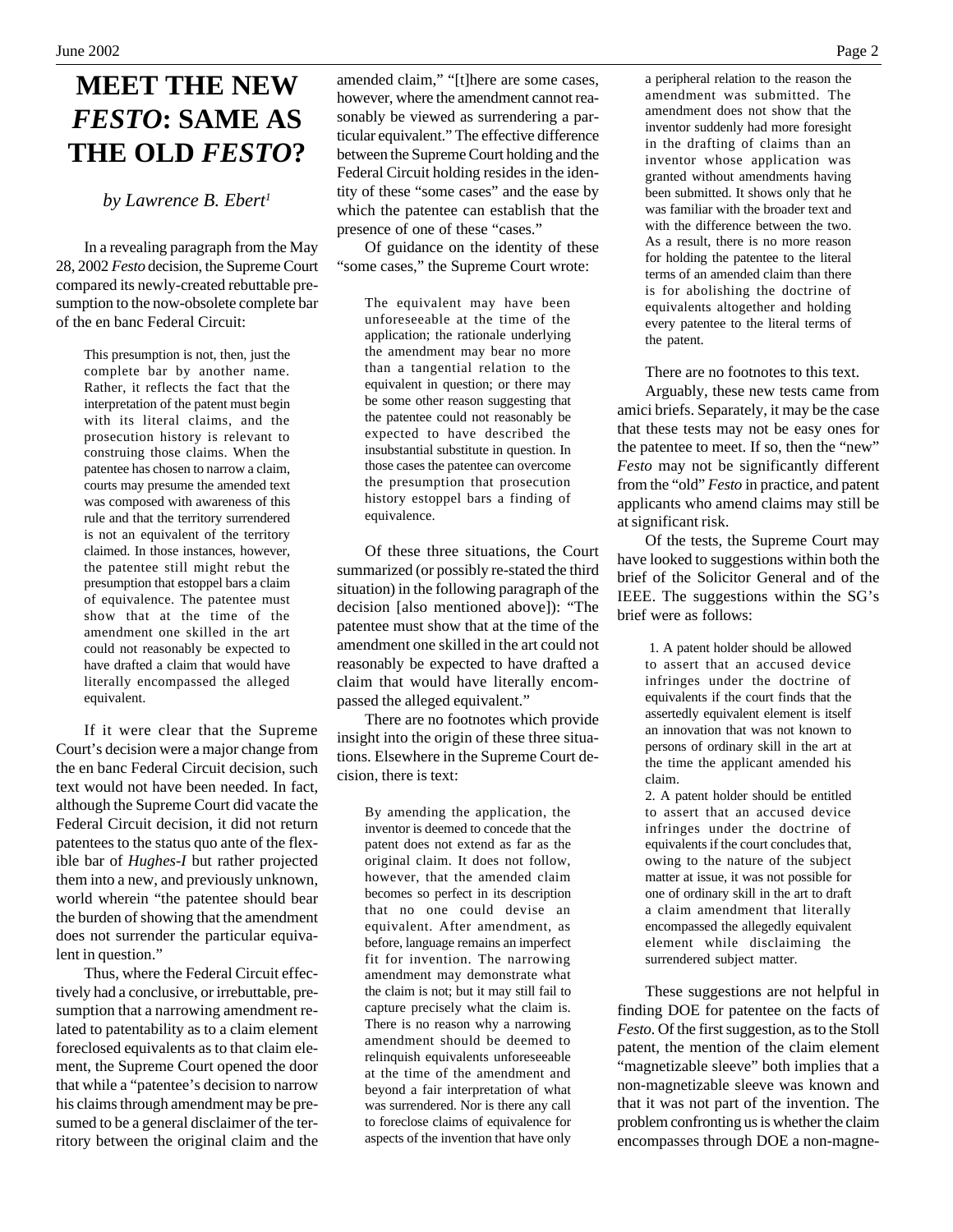# MEET THE NEW *FESTO*: SAME AS THE OLD *FESTO*?

*by Lawrence B. Ebert*[1]

In a revealing paragraph from the May 28, 2002 *Festo* decision, the Supreme Court compared its newly-created rebuttable presumption to the now-obsolete complete bar of the en banc Federal Circuit:

> This presumption is not, then, just the complete bar by another name. Rather, it reflects the fact that the interpretation of the patent must begin with its literal claims, and the prosecution history is relevant to construing those claims. When the patentee has chosen to narrow a claim, courts may presume the amended text was composed with awareness of this rule and that the territory surrendered is not an equivalent of the territory claimed. In those instances, however, the patentee still might rebut the presumption that estoppel bars a claim of equivalence. The patentee must show that at the time of the amendment one skilled in the art could not reasonably be expected to have drafted a claim that would have literally encompassed the alleged equivalent.

If it were clear that the Supreme Court's decision were a major change from the en banc Federal Circuit decision, such text would not have been needed. In fact, although the Supreme Court did vacate the Federal Circuit decision, it did not return patentees to the status quo ante of the flexible bar of *Hughes-I* but rather projected them into a new, and previously unknown, world wherein "the patentee should bear the burden of showing that the amendment does not surrender the particular equivalent in question."

Thus, where the Federal Circuit effectively had a conclusive, or irrebuttable, presumption that a narrowing amendment related to patentability as to a claim element foreclosed equivalents as to that claim element, the Supreme Court opened the door that while a "patentee's decision to narrow his claims through amendment may be presumed to be a general disclaimer of the territory between the original claim and the amended claim," "[t]here are some cases, however, where the amendment cannot reasonably be viewed as surrendering a particular equivalent." The effective difference between the Supreme Court holding and the Federal Circuit holding resides in the identity of these "some cases" and the ease by which the patentee can establish that the presence of one of these "cases."

Of guidance on the identity of these "some cases," the Supreme Court wrote:

> The equivalent may have been unforeseeable at the time of the application; the rationale underlying the amendment may bear no more than a tangential relation to the equivalent in question; or there may be some other reason suggesting that the patentee could not reasonably be expected to have described the insubstantial substitute in question. In those cases the patentee can overcome the presumption that prosecution history estoppel bars a finding of equivalence.

Of these three situations, the Court summarized (or possibly re-stated the third situation) in the following paragraph of the decision [also mentioned above]): "The patentee must show that at the time of the amendment one skilled in the art could not reasonably be expected to have drafted a claim that would have literally encompassed the alleged equivalent."

There are no footnotes which provide insight into the origin of these three situations. Elsewhere in the Supreme Court decision, there is text:

> By amending the application, the inventor is deemed to concede that the patent does not extend as far as the original claim. It does not follow, however, that the amended claim becomes so perfect in its description that no one could devise an equivalent. After amendment, as before, language remains an imperfect fit for invention. The narrowing amendment may demonstrate what the claim is not; but it may still fail to capture precisely what the claim is. There is no reason why a narrowing amendment should be deemed to relinquish equivalents unforeseeable at the time of the amendment and beyond a fair interpretation of what was surrendered. Nor is there any call to foreclose claims of equivalence for aspects of the invention that have only a peripheral relation to the reason the amendment was submitted. The amendment does not show that the inventor suddenly had more foresight in the drafting of claims than an inventor whose application was granted without amendments having been submitted. It shows only that he was familiar with the broader text and with the difference between the two. As a result, there is no more reason for holding the patentee to the literal terms of an amended claim than there is for abolishing the doctrine of equivalents altogether and holding every patentee to the literal terms of the patent.

There are no footnotes to this text.

Arguably, these new tests came from amici briefs. Separately, it may be the case that these tests may not be easy ones for the patentee to meet. If so, then the "new" *Festo* may not be significantly different from the "old" *Festo* in practice, and patent applicants who amend claims may still be at significant risk.

Of the tests, the Supreme Court may have looked to suggestions within both the brief of the Solicitor General and of the IEEE. The suggestions within the SG's brief were as follows:

> 1. A patent holder should be allowed to assert that an accused device infringes under the doctrine of equivalents if the court finds that the assertedly equivalent element is itself an innovation that was not known to persons of ordinary skill in the art at the time the applicant amended his claim.
>
> 2. A patent holder should be entitled to assert that an accused device infringes under the doctrine of equivalents if the court concludes that, owing to the nature of the subject matter at issue, it was not possible for one of ordinary skill in the art to draft a claim amendment that literally encompassed the allegedly equivalent element while disclaiming the surrendered subject matter.

These suggestions are not helpful in finding DOE for patentee on the facts of *Festo*. Of the first suggestion, as to the Stoll patent, the mention of the claim element "magnetizable sleeve" both implies that a non-magnetizable sleeve was known and that it was not part of the invention. The problem confronting us is whether the claim encompasses through DOE a non-magne-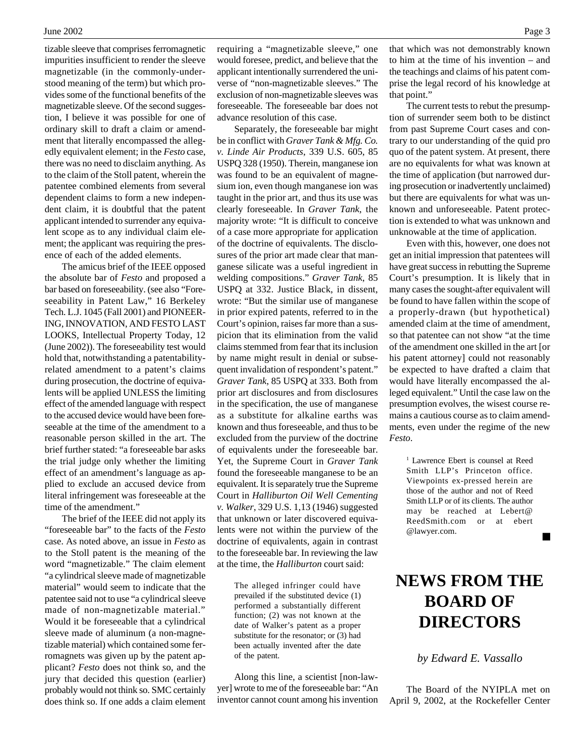tizable sleeve that comprises ferromagnetic impurities insufficient to render the sleeve magnetizable (in the commonly-understood meaning of the term) but which provides some of the functional benefits of the magnetizable sleeve. Of the second suggestion, I believe it was possible for one of ordinary skill to draft a claim or amendment that literally encompassed the allegedly equivalent element; in the *Festo* case, there was no need to disclaim anything. As to the claim of the Stoll patent, wherein the patentee combined elements from several dependent claims to form a new independent claim, it is doubtful that the patent applicant intended to surrender any equivalent scope as to any individual claim element; the applicant was requiring the presence of each of the added elements.

The amicus brief of the IEEE opposed the absolute bar of *Festo* and proposed a bar based on foreseeability. (see also "Foreseeability in Patent Law," 16 Berkeley Tech. L.J. 1045 (Fall 2001) and PIONEERING, INNOVATION, AND FESTO LAST LOOKS, Intellectual Property Today, 12 (June 2002)). The foreseeability test would hold that, notwithstanding a patentability-related amendment to a patent's claims during prosecution, the doctrine of equivalents will be applied UNLESS the limiting effect of the amended language with respect to the accused device would have been foreseeable at the time of the amendment to a reasonable person skilled in the art. The brief further stated: "a foreseeable bar asks the trial judge only whether the limiting effect of an amendment's language as applied to exclude an accused device from literal infringement was foreseeable at the time of the amendment."

The brief of the IEEE did not apply its "foreseeable bar" to the facts of the *Festo* case. As noted above, an issue in *Festo* as to the Stoll patent is the meaning of the word "magnetizable." The claim element "a cylindrical sleeve made of magnetizable material" would seem to indicate that the patentee said not to use "a cylindrical sleeve made of non-magnetizable material." Would it be foreseeable that a cylindrical sleeve made of aluminum (a non-magnetizable material) which contained some ferromagnets was given up by the patent applicant? *Festo* does not think so, and the jury that decided this question (earlier) probably would not think so. SMC certainly does think so. If one adds a claim element requiring a "magnetizable sleeve," one would foresee, predict, and believe that the applicant intentionally surrendered the universe of "non-magnetizable sleeves." The exclusion of non-magnetizable sleeves was foreseeable. The foreseeable bar does not advance resolution of this case.

Separately, the foreseeable bar might be in conflict with *Graver Tank & Mfg. Co. v. Linde Air Products*, 339 U.S. 605, 85 USPQ 328 (1950). Therein, manganese ion was found to be an equivalent of magnesium ion, even though manganese ion was taught in the prior art, and thus its use was clearly foreseeable. In *Graver Tank*, the majority wrote: "It is difficult to conceive of a case more appropriate for application of the doctrine of equivalents. The disclosures of the prior art made clear that manganese silicate was a useful ingredient in welding compositions." *Graver Tank*, 85 USPQ at 332. Justice Black, in dissent, wrote: "But the similar use of manganese in prior expired patents, referred to in the Court's opinion, raises far more than a suspicion that its elimination from the valid claims stemmed from fear that its inclusion by name might result in denial or subsequent invalidation of respondent's patent." *Graver Tank*, 85 USPQ at 333. Both from prior art disclosures and from disclosures in the specification, the use of manganese as a substitute for alkaline earths was known and thus foreseeable, and thus to be excluded from the purview of the doctrine of equivalents under the foreseeable bar. Yet, the Supreme Court in *Graver Tank* found the foreseeable manganese to be an equivalent. It is separately true the Supreme Court in *Halliburton Oil Well Cementing v. Walker*, 329 U.S. 1,13 (1946) suggested that unknown or later discovered equivalents were not within the purview of the doctrine of equivalents, again in contrast to the foreseeable bar. In reviewing the law at the time, the *Halliburton* court said:

> The alleged infringer could have prevailed if the substituted device (1) performed a substantially different function; (2) was not known at the date of Walker's patent as a proper substitute for the resonator; or (3) had been actually invented after the date of the patent.

Along this line, a scientist [non-lawyer] wrote to me of the foreseeable bar: "An inventor cannot count among his invention that which was not demonstrably known to him at the time of his invention – and the teachings and claims of his patent comprise the legal record of his knowledge at that point."

The current tests to rebut the presumption of surrender seem both to be distinct from past Supreme Court cases and contrary to our understanding of the quid pro quo of the patent system. At present, there are no equivalents for what was known at the time of application (but narrowed during prosecution or inadvertently unclaimed) but there are equivalents for what was unknown and unforeseeable. Patent protection is extended to what was unknown and unknowable at the time of application.

Even with this, however, one does not get an initial impression that patentees will have great success in rebutting the Supreme Court's presumption. It is likely that in many cases the sought-after equivalent will be found to have fallen within the scope of a properly-drawn (but hypothetical) amended claim at the time of amendment, so that patentee can not show "at the time of the amendment one skilled in the art [or his patent attorney] could not reasonably be expected to have drafted a claim that would have literally encompassed the alleged equivalent." Until the case law on the presumption evolves, the wisest course remains a cautious course as to claim amendments, even under the regime of the new *Festo*.

[1] Lawrence Ebert is counsel at Reed Smith LLP's Princeton office. Viewpoints ex-pressed herein are those of the author and not of Reed Smith LLP or of its clients. The author may be reached at Lebert@ReedSmith.com or at ebert@lawyer.com.

# NEWS FROM THE BOARD OF DIRECTORS

*by Edward E. Vassallo*

The Board of the NYIPLA met on April 9, 2002, at the Rockefeller Center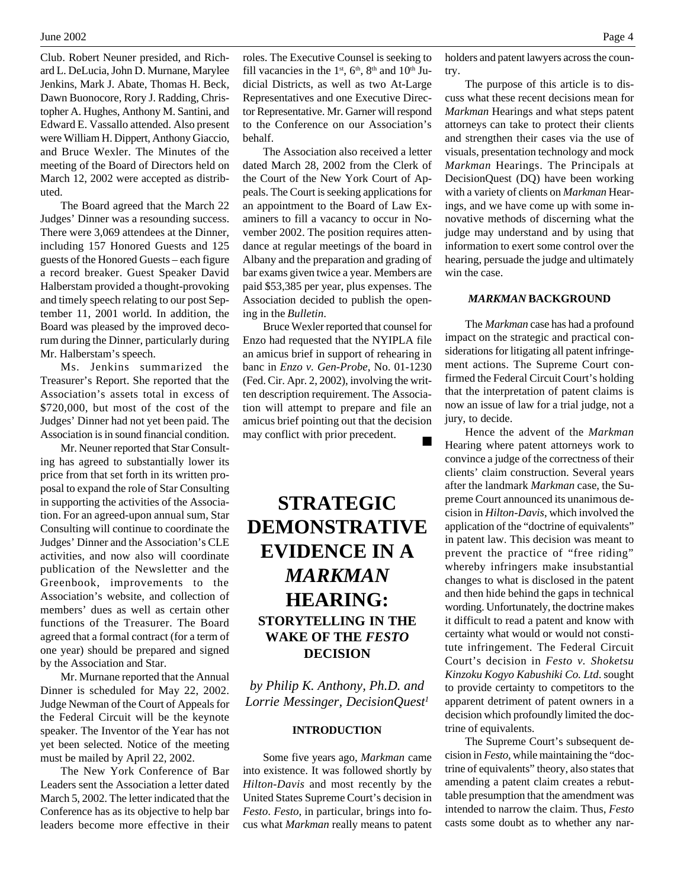Club. Robert Neuner presided, and Richard L. DeLucia, John D. Murnane, Marylee Jenkins, Mark J. Abate, Thomas H. Beck, Dawn Buonocore, Rory J. Radding, Christopher A. Hughes, Anthony M. Santini, and Edward E. Vassallo attended. Also present were William H. Dippert, Anthony Giaccio, and Bruce Wexler. The Minutes of the meeting of the Board of Directors held on March 12, 2002 were accepted as distributed.

The Board agreed that the March 22 Judges' Dinner was a resounding success. There were 3,069 attendees at the Dinner, including 157 Honored Guests and 125 guests of the Honored Guests – each figure a record breaker. Guest Speaker David Halberstam provided a thought-provoking and timely speech relating to our post September 11, 2001 world. In addition, the Board was pleased by the improved decorum during the Dinner, particularly during Mr. Halberstam's speech.

Ms. Jenkins summarized the Treasurer's Report. She reported that the Association's assets total in excess of $720,000, but most of the cost of the Judges' Dinner had not yet been paid. The Association is in sound financial condition.

Mr. Neuner reported that Star Consulting has agreed to substantially lower its price from that set forth in its written proposal to expand the role of Star Consulting in supporting the activities of the Association. For an agreed-upon annual sum, Star Consulting will continue to coordinate the Judges' Dinner and the Association's CLE activities, and now also will coordinate publication of the Newsletter and the Greenbook, improvements to the Association's website, and collection of members' dues as well as certain other functions of the Treasurer. The Board agreed that a formal contract (for a term of one year) should be prepared and signed by the Association and Star.

Mr. Murnane reported that the Annual Dinner is scheduled for May 22, 2002. Judge Newman of the Court of Appeals for the Federal Circuit will be the keynote speaker. The Inventor of the Year has not yet been selected. Notice of the meeting must be mailed by April 22, 2002.

The New York Conference of Bar Leaders sent the Association a letter dated March 5, 2002. The letter indicated that the Conference has as its objective to help bar leaders become more effective in their roles. The Executive Counsel is seeking to fill vacancies in the 1st, 6th, 8th and 10th Judicial Districts, as well as two At-Large Representatives and one Executive Director Representative. Mr. Garner will respond to the Conference on our Association's behalf.

The Association also received a letter dated March 28, 2002 from the Clerk of the Court of the New York Court of Appeals. The Court is seeking applications for an appointment to the Board of Law Examiners to fill a vacancy to occur in November 2002. The position requires attendance at regular meetings of the board in Albany and the preparation and grading of bar exams given twice a year. Members are paid $53,385 per year, plus expenses. The Association decided to publish the opening in the *Bulletin*.

Bruce Wexler reported that counsel for Enzo had requested that the NYIPLA file an amicus brief in support of rehearing in banc in *Enzo v. Gen-Probe*, No. 01-1230 (Fed. Cir. Apr. 2, 2002), involving the written description requirement. The Association will attempt to prepare and file an amicus brief pointing out that the decision may conflict with prior precedent.

■

# STRATEGIC DEMONSTRATIVE EVIDENCE IN A *MARKMAN* HEARING:

## STORYTELLING IN THE WAKE OF THE *FESTO* DECISION

*by Philip K. Anthony, Ph.D. and Lorrie Messinger, DecisionQuest*[1]

### INTRODUCTION

Some five years ago, *Markman* came into existence. It was followed shortly by *Hilton-Davis* and most recently by the United States Supreme Court's decision in *Festo*. *Festo*, in particular, brings into focus what *Markman* really means to patent holders and patent lawyers across the country.

The purpose of this article is to discuss what these recent decisions mean for *Markman* Hearings and what steps patent attorneys can take to protect their clients and strengthen their cases via the use of visuals, presentation technology and mock *Markman* Hearings. The Principals at DecisionQuest (DQ) have been working with a variety of clients on *Markman* Hearings, and we have come up with some innovative methods of discerning what the judge may understand and by using that information to exert some control over the hearing, persuade the judge and ultimately win the case.

### *MARKMAN* BACKGROUND

The *Markman* case has had a profound impact on the strategic and practical considerations for litigating all patent infringement actions. The Supreme Court confirmed the Federal Circuit Court's holding that the interpretation of patent claims is now an issue of law for a trial judge, not a jury, to decide.

Hence the advent of the *Markman* Hearing where patent attorneys work to convince a judge of the correctness of their clients' claim construction. Several years after the landmark *Markman* case, the Supreme Court announced its unanimous decision in *Hilton-Davis*, which involved the application of the "doctrine of equivalents" in patent law. This decision was meant to prevent the practice of "free riding" whereby infringers make insubstantial changes to what is disclosed in the patent and then hide behind the gaps in technical wording. Unfortunately, the doctrine makes it difficult to read a patent and know with certainty what would or would not constitute infringement. The Federal Circuit Court's decision in *Festo v. Shoketsu Kinzoku Kogyo Kabushiki Co. Ltd*. sought to provide certainty to competitors to the apparent detriment of patent owners in a decision which profoundly limited the doctrine of equivalents.

The Supreme Court's subsequent decision in *Festo,* while maintaining the "doctrine of equivalents" theory, also states that amending a patent claim creates a rebuttable presumption that the amendment was intended to narrow the claim. Thus, *Festo* casts some doubt as to whether any nar-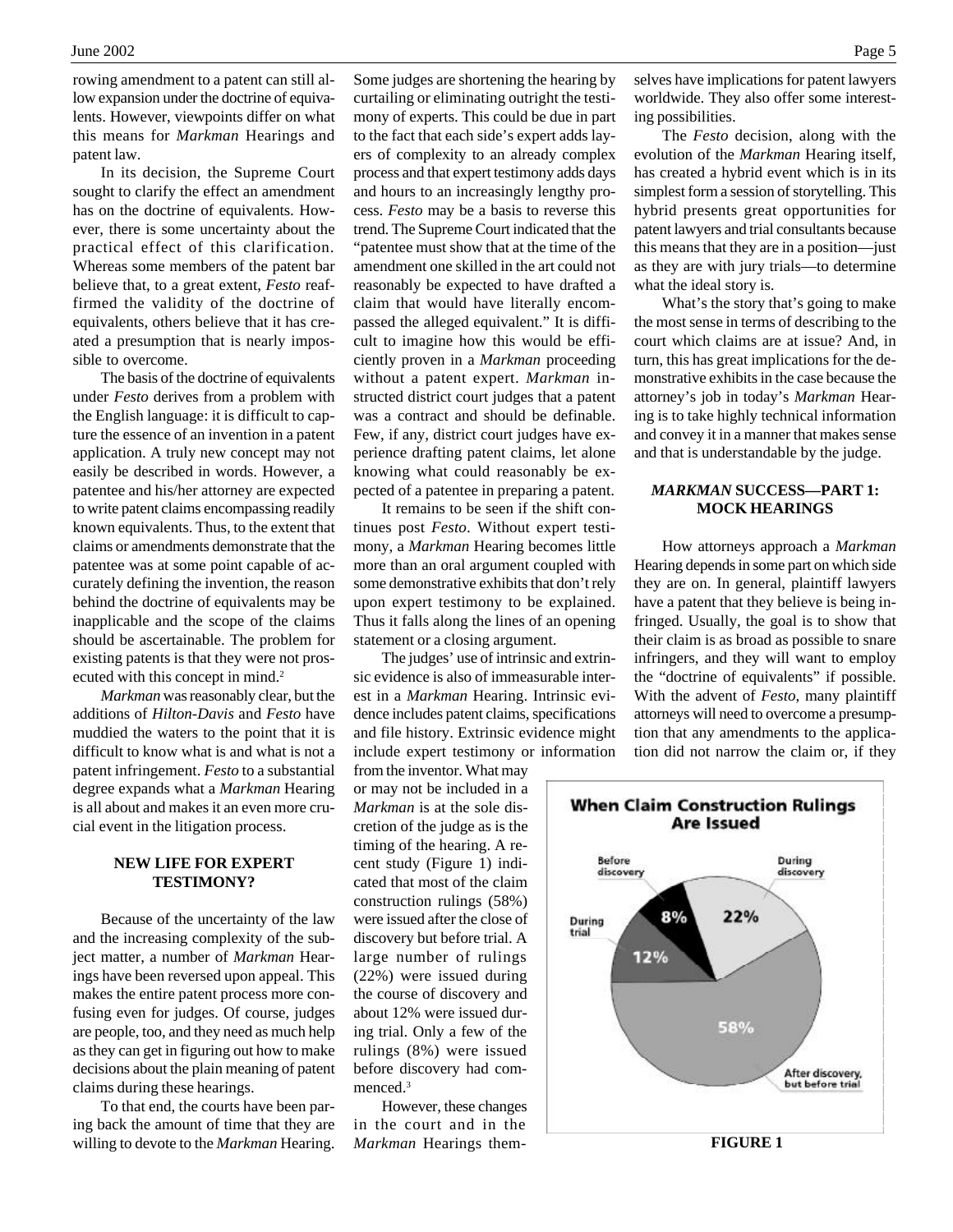rowing amendment to a patent can still allow expansion under the doctrine of equivalents. However, viewpoints differ on what this means for *Markman* Hearings and patent law.

In its decision, the Supreme Court sought to clarify the effect an amendment has on the doctrine of equivalents. However, there is some uncertainty about the practical effect of this clarification. Whereas some members of the patent bar believe that, to a great extent, *Festo* reaffirmed the validity of the doctrine of equivalents, others believe that it has created a presumption that is nearly impossible to overcome.

The basis of the doctrine of equivalents under *Festo* derives from a problem with the English language: it is difficult to capture the essence of an invention in a patent application. A truly new concept may not easily be described in words. However, a patentee and his/her attorney are expected to write patent claims encompassing readily known equivalents. Thus, to the extent that claims or amendments demonstrate that the patentee was at some point capable of accurately defining the invention, the reason behind the doctrine of equivalents may be inapplicable and the scope of the claims should be ascertainable. The problem for existing patents is that they were not prosecuted with this concept in mind.[2]

*Markman* was reasonably clear, but the additions of *Hilton-Davis* and *Festo* have muddied the waters to the point that it is difficult to know what is and what is not a patent infringement. *Festo* to a substantial degree expands what a *Markman* Hearing is all about and makes it an even more crucial event in the litigation process.

## NEW LIFE FOR EXPERT TESTIMONY?

Because of the uncertainty of the law and the increasing complexity of the subject matter, a number of *Markman* Hearings have been reversed upon appeal. This makes the entire patent process more confusing even for judges. Of course, judges are people, too, and they need as much help as they can get in figuring out how to make decisions about the plain meaning of patent claims during these hearings.

To that end, the courts have been paring back the amount of time that they are willing to devote to the *Markman* Hearing. Some judges are shortening the hearing by curtailing or eliminating outright the testimony of experts. This could be due in part to the fact that each side's expert adds layers of complexity to an already complex process and that expert testimony adds days and hours to an increasingly lengthy process. *Festo* may be a basis to reverse this trend. The Supreme Court indicated that the "patentee must show that at the time of the amendment one skilled in the art could not reasonably be expected to have drafted a claim that would have literally encompassed the alleged equivalent." It is difficult to imagine how this would be efficiently proven in a *Markman* proceeding without a patent expert. *Markman* instructed district court judges that a patent was a contract and should be definable. Few, if any, district court judges have experience drafting patent claims, let alone knowing what could reasonably be expected of a patentee in preparing a patent.

It remains to be seen if the shift continues post *Festo*. Without expert testimony, a *Markman* Hearing becomes little more than an oral argument coupled with some demonstrative exhibits that don't rely upon expert testimony to be explained. Thus it falls along the lines of an opening statement or a closing argument.

The judges' use of intrinsic and extrinsic evidence is also of immeasurable interest in a *Markman* Hearing. Intrinsic evidence includes patent claims, specifications and file history. Extrinsic evidence might include expert testimony or information from the inventor. What may or may not be included in a *Markman* is at the sole discretion of the judge as is the timing of the hearing. A recent study (Figure 1) indicated that most of the claim construction rulings (58%) were issued after the close of discovery but before trial. A large number of rulings (22%) were issued during the course of discovery and about 12% were issued during trial. Only a few of the rulings (8%) were issued before discovery had commenced.[3]

However, these changes in the court and in the *Markman* Hearings themselves have implications for patent lawyers worldwide. They also offer some interesting possibilities.

The *Festo* decision, along with the evolution of the *Markman* Hearing itself, has created a hybrid event which is in its simplest form a session of storytelling. This hybrid presents great opportunities for patent lawyers and trial consultants because this means that they are in a position—just as they are with jury trials—to determine what the ideal story is.

What's the story that's going to make the most sense in terms of describing to the court which claims are at issue? And, in turn, this has great implications for the demonstrative exhibits in the case because the attorney's job in today's *Markman* Hearing is to take highly technical information and convey it in a manner that makes sense and that is understandable by the judge.

## *MARKMAN* SUCCESS—PART 1: MOCK HEARINGS

How attorneys approach a *Markman* Hearing depends in some part on which side they are on. In general, plaintiff lawyers have a patent that they believe is being infringed. Usually, the goal is to show that their claim is as broad as possible to snare infringers, and they will want to employ the "doctrine of equivalents" if possible. With the advent of *Festo*, many plaintiff attorneys will need to overcome a presumption that any amendments to the application did not narrow the claim or, if they

**When Claim Construction Rulings Are Issued**

| When issued | Share |
|---|---|
| Before discovery | 8% |
| During discovery | 22% |
| After discovery, but before trial | 58% |
| During trial | 12% |

**FIGURE 1**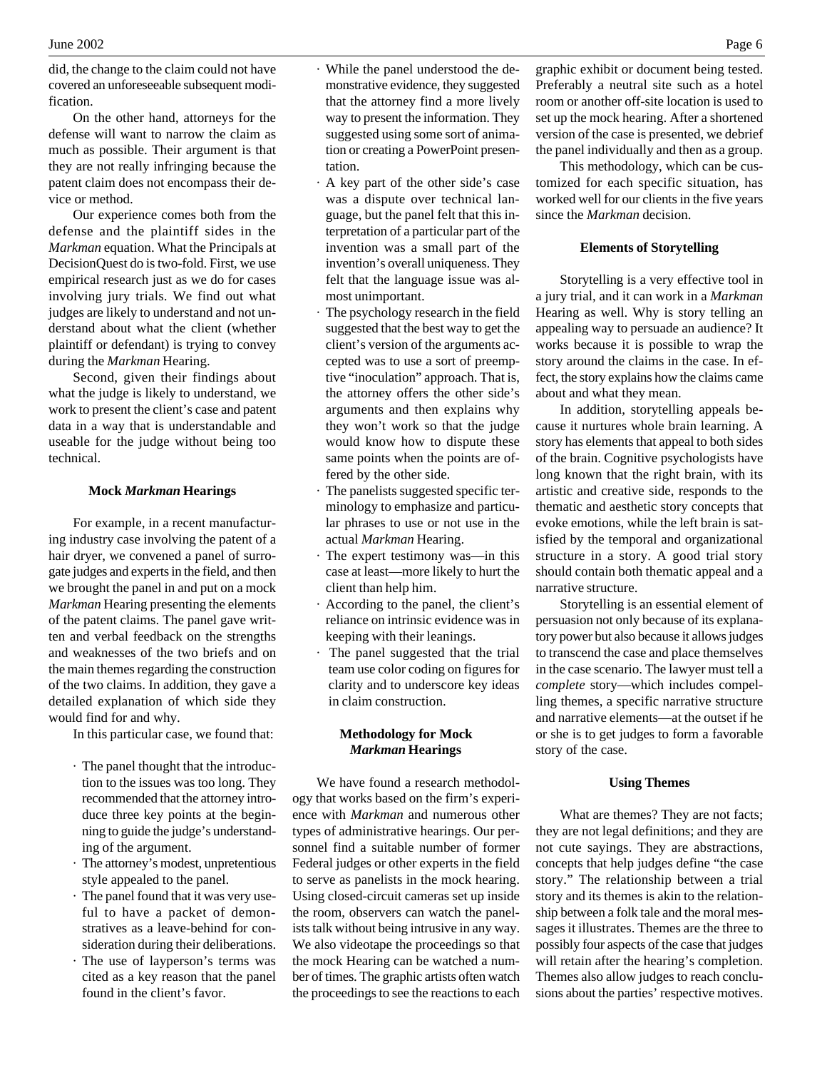did, the change to the claim could not have covered an unforeseeable subsequent modification.

On the other hand, attorneys for the defense will want to narrow the claim as much as possible. Their argument is that they are not really infringing because the patent claim does not encompass their device or method.

Our experience comes both from the defense and the plaintiff sides in the *Markman* equation. What the Principals at DecisionQuest do is two-fold. First, we use empirical research just as we do for cases involving jury trials. We find out what judges are likely to understand and not understand about what the client (whether plaintiff or defendant) is trying to convey during the *Markman* Hearing.

Second, given their findings about what the judge is likely to understand, we work to present the client's case and patent data in a way that is understandable and useable for the judge without being too technical.

#### Mock *Markman* Hearings

For example, in a recent manufacturing industry case involving the patent of a hair dryer, we convened a panel of surrogate judges and experts in the field, and then we brought the panel in and put on a mock *Markman* Hearing presenting the elements of the patent claims. The panel gave written and verbal feedback on the strengths and weaknesses of the two briefs and on the main themes regarding the construction of the two claims. In addition, they gave a detailed explanation of which side they would find for and why.

In this particular case, we found that:

- The panel thought that the introduction to the issues was too long. They recommended that the attorney introduce three key points at the beginning to guide the judge's understanding of the argument.
- The attorney's modest, unpretentious style appealed to the panel.
- The panel found that it was very useful to have a packet of demonstratives as a leave-behind for consideration during their deliberations.
- The use of layperson's terms was cited as a key reason that the panel found in the client's favor.
- While the panel understood the demonstrative evidence, they suggested that the attorney find a more lively way to present the information. They suggested using some sort of animation or creating a PowerPoint presentation.
- A key part of the other side's case was a dispute over technical language, but the panel felt that this interpretation of a particular part of the invention was a small part of the invention's overall uniqueness. They felt that the language issue was almost unimportant.
- The psychology research in the field suggested that the best way to get the client's version of the arguments accepted was to use a sort of preemptive "inoculation" approach. That is, the attorney offers the other side's arguments and then explains why they won't work so that the judge would know how to dispute these same points when the points are offered by the other side.
- The panelists suggested specific terminology to emphasize and particular phrases to use or not use in the actual *Markman* Hearing.
- The expert testimony was—in this case at least—more likely to hurt the client than help him.
- According to the panel, the client's reliance on intrinsic evidence was in keeping with their leanings.
- The panel suggested that the trial team use color coding on figures for clarity and to underscore key ideas in claim construction.

#### Methodology for Mock *Markman* Hearings

We have found a research methodology that works based on the firm's experience with *Markman* and numerous other types of administrative hearings. Our personnel find a suitable number of former Federal judges or other experts in the field to serve as panelists in the mock hearing. Using closed-circuit cameras set up inside the room, observers can watch the panelists talk without being intrusive in any way. We also videotape the proceedings so that the mock Hearing can be watched a number of times. The graphic artists often watch the proceedings to see the reactions to each graphic exhibit or document being tested. Preferably a neutral site such as a hotel room or another off-site location is used to set up the mock hearing. After a shortened version of the case is presented, we debrief the panel individually and then as a group.

This methodology, which can be customized for each specific situation, has worked well for our clients in the five years since the *Markman* decision.

#### Elements of Storytelling

Storytelling is a very effective tool in a jury trial, and it can work in a *Markman* Hearing as well. Why is story telling an appealing way to persuade an audience? It works because it is possible to wrap the story around the claims in the case. In effect, the story explains how the claims came about and what they mean.

In addition, storytelling appeals because it nurtures whole brain learning. A story has elements that appeal to both sides of the brain. Cognitive psychologists have long known that the right brain, with its artistic and creative side, responds to the thematic and aesthetic story concepts that evoke emotions, while the left brain is satisfied by the temporal and organizational structure in a story. A good trial story should contain both thematic appeal and a narrative structure.

Storytelling is an essential element of persuasion not only because of its explanatory power but also because it allows judges to transcend the case and place themselves in the case scenario. The lawyer must tell a *complete* story—which includes compelling themes, a specific narrative structure and narrative elements—at the outset if he or she is to get judges to form a favorable story of the case.

#### Using Themes

What are themes? They are not facts; they are not legal definitions; and they are not cute sayings. They are abstractions, concepts that help judges define "the case story." The relationship between a trial story and its themes is akin to the relationship between a folk tale and the moral messages it illustrates. Themes are the three to possibly four aspects of the case that judges will retain after the hearing's completion. Themes also allow judges to reach conclusions about the parties' respective motives.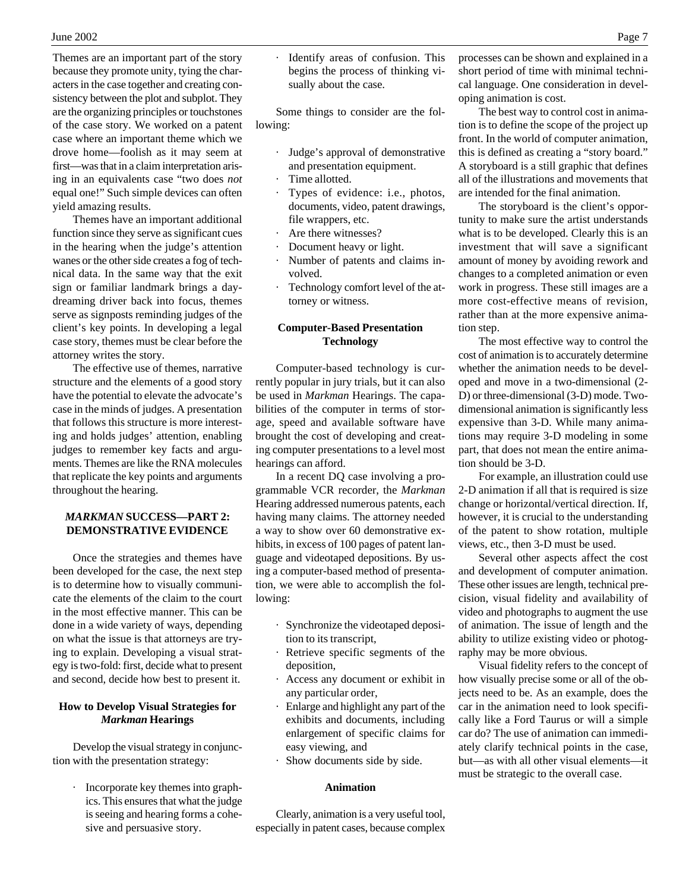Themes are an important part of the story because they promote unity, tying the characters in the case together and creating consistency between the plot and subplot. They are the organizing principles or touchstones of the case story. We worked on a patent case where an important theme which we drove home—foolish as it may seem at first—was that in a claim interpretation arising in an equivalents case "two does *not* equal one!" Such simple devices can often yield amazing results.

Themes have an important additional function since they serve as significant cues in the hearing when the judge's attention wanes or the other side creates a fog of technical data. In the same way that the exit sign or familiar landmark brings a daydreaming driver back into focus, themes serve as signposts reminding judges of the client's key points. In developing a legal case story, themes must be clear before the attorney writes the story.

The effective use of themes, narrative structure and the elements of a good story have the potential to elevate the advocate's case in the minds of judges. A presentation that follows this structure is more interesting and holds judges' attention, enabling judges to remember key facts and arguments. Themes are like the RNA molecules that replicate the key points and arguments throughout the hearing.

## *MARKMAN* SUCCESS—PART 2: DEMONSTRATIVE EVIDENCE

Once the strategies and themes have been developed for the case, the next step is to determine how to visually communicate the elements of the claim to the court in the most effective manner. This can be done in a wide variety of ways, depending on what the issue is that attorneys are trying to explain. Developing a visual strategy is two-fold: first, decide what to present and second, decide how best to present it.

### How to Develop Visual Strategies for *Markman* Hearings

Develop the visual strategy in conjunction with the presentation strategy:

- Incorporate key themes into graphics. This ensures that what the judge is seeing and hearing forms a cohesive and persuasive story.
- Identify areas of confusion. This begins the process of thinking visually about the case.

Some things to consider are the following:

- Judge's approval of demonstrative and presentation equipment.
- Time allotted.
- Types of evidence: i.e., photos, documents, video, patent drawings, file wrappers, etc.
- Are there witnesses?
- Document heavy or light.
- Number of patents and claims involved.
- Technology comfort level of the attorney or witness.

### Computer-Based Presentation Technology

Computer-based technology is currently popular in jury trials, but it can also be used in *Markman* Hearings. The capabilities of the computer in terms of storage, speed and available software have brought the cost of developing and creating computer presentations to a level most hearings can afford.

In a recent DQ case involving a programmable VCR recorder, the *Markman* Hearing addressed numerous patents, each having many claims. The attorney needed a way to show over 60 demonstrative exhibits, in excess of 100 pages of patent language and videotaped depositions. By using a computer-based method of presentation, we were able to accomplish the following:

- Synchronize the videotaped deposition to its transcript,
- Retrieve specific segments of the deposition,
- Access any document or exhibit in any particular order,
- Enlarge and highlight any part of the exhibits and documents, including enlargement of specific claims for easy viewing, and
- Show documents side by side.

### Animation

Clearly, animation is a very useful tool, especially in patent cases, because complex processes can be shown and explained in a short period of time with minimal technical language. One consideration in developing animation is cost.

The best way to control cost in animation is to define the scope of the project up front. In the world of computer animation, this is defined as creating a "story board." A storyboard is a still graphic that defines all of the illustrations and movements that are intended for the final animation.

The storyboard is the client's opportunity to make sure the artist understands what is to be developed. Clearly this is an investment that will save a significant amount of money by avoiding rework and changes to a completed animation or even work in progress. These still images are a more cost-effective means of revision, rather than at the more expensive animation step.

The most effective way to control the cost of animation is to accurately determine whether the animation needs to be developed and move in a two-dimensional (2-D) or three-dimensional (3-D) mode. Two-dimensional animation is significantly less expensive than 3-D. While many animations may require 3-D modeling in some part, that does not mean the entire animation should be 3-D.

For example, an illustration could use 2-D animation if all that is required is size change or horizontal/vertical direction. If, however, it is crucial to the understanding of the patent to show rotation, multiple views, etc., then 3-D must be used.

Several other aspects affect the cost and development of computer animation. These other issues are length, technical precision, visual fidelity and availability of video and photographs to augment the use of animation. The issue of length and the ability to utilize existing video or photography may be more obvious.

Visual fidelity refers to the concept of how visually precise some or all of the objects need to be. As an example, does the car in the animation need to look specifically like a Ford Taurus or will a simple car do? The use of animation can immediately clarify technical points in the case, but—as with all other visual elements—it must be strategic to the overall case.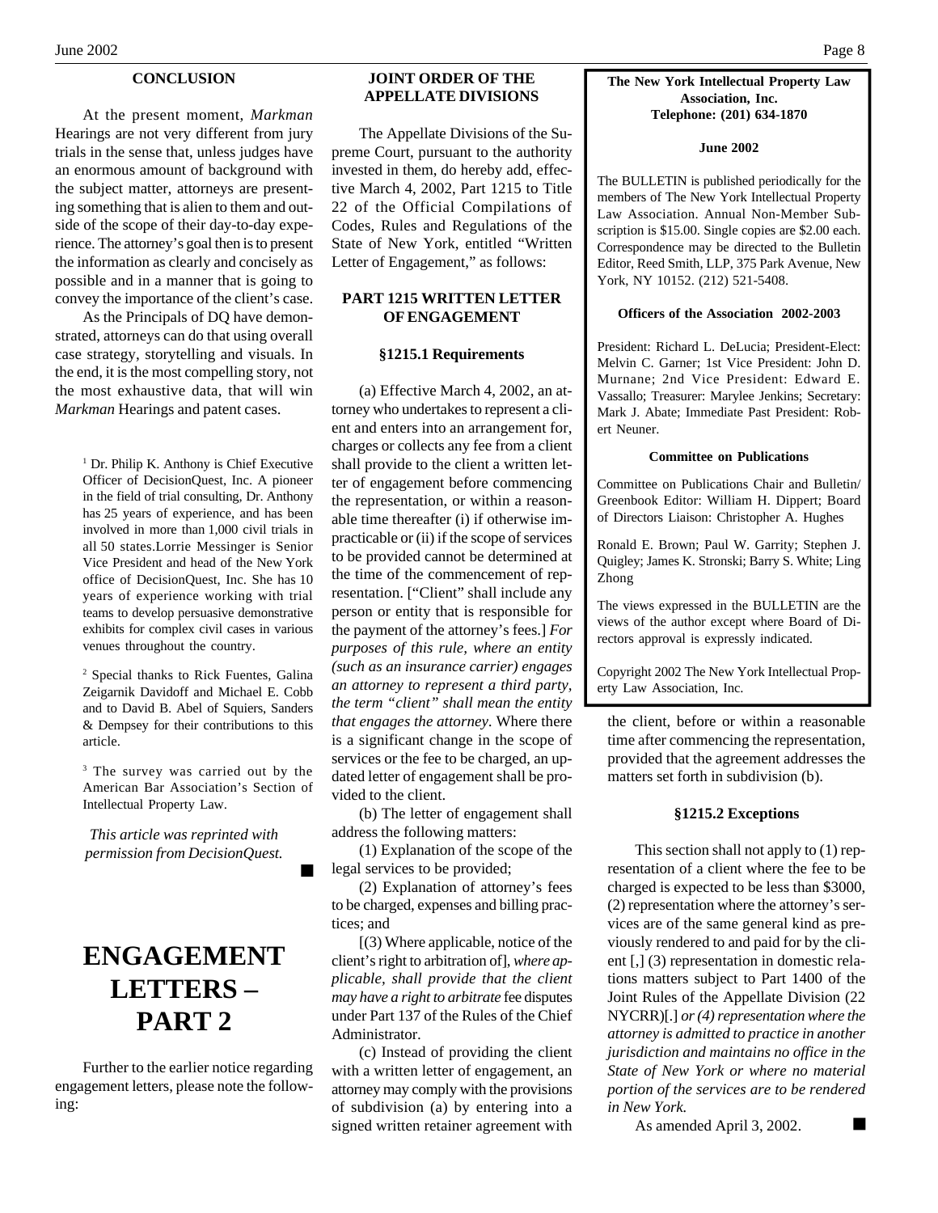## CONCLUSION

At the present moment, *Markman* Hearings are not very different from jury trials in the sense that, unless judges have an enormous amount of background with the subject matter, attorneys are presenting something that is alien to them and outside of the scope of their day-to-day experience. The attorney's goal then is to present the information as clearly and concisely as possible and in a manner that is going to convey the importance of the client's case.

As the Principals of DQ have demonstrated, attorneys can do that using overall case strategy, storytelling and visuals. In the end, it is the most compelling story, not the most exhaustive data, that will win *Markman* Hearings and patent cases.

[1] Dr. Philip K. Anthony is Chief Executive Officer of DecisionQuest, Inc. A pioneer in the field of trial consulting, Dr. Anthony has 25 years of experience, and has been involved in more than 1,000 civil trials in all 50 states.Lorrie Messinger is Senior Vice President and head of the New York office of DecisionQuest, Inc. She has 10 years of experience working with trial teams to develop persuasive demonstrative exhibits for complex civil cases in various venues throughout the country.

[2] Special thanks to Rick Fuentes, Galina Zeigarnik Davidoff and Michael E. Cobb and to David B. Abel of Squiers, Sanders & Dempsey for their contributions to this article.

[3] The survey was carried out by the American Bar Association's Section of Intellectual Property Law.

*This article was reprinted with permission from DecisionQuest.*

■

# ENGAGEMENT LETTERS – PART 2

Further to the earlier notice regarding engagement letters, please note the following:

## JOINT ORDER OF THE APPELLATE DIVISIONS

The Appellate Divisions of the Supreme Court, pursuant to the authority invested in them, do hereby add, effective March 4, 2002, Part 1215 to Title 22 of the Official Compilations of Codes, Rules and Regulations of the State of New York, entitled "Written Letter of Engagement," as follows:

## PART 1215 WRITTEN LETTER OF ENGAGEMENT

### §1215.1 Requirements

(a) Effective March 4, 2002, an attorney who undertakes to represent a client and enters into an arrangement for, charges or collects any fee from a client shall provide to the client a written letter of engagement before commencing the representation, or within a reasonable time thereafter (i) if otherwise impracticable or (ii) if the scope of services to be provided cannot be determined at the time of the commencement of representation. ["Client" shall include any person or entity that is responsible for the payment of the attorney's fees.] *For purposes of this rule, where an entity (such as an insurance carrier) engages an attorney to represent a third party, the term "client" shall mean the entity that engages the attorney*. Where there is a significant change in the scope of services or the fee to be charged, an updated letter of engagement shall be provided to the client.

(b) The letter of engagement shall address the following matters:

(1) Explanation of the scope of the legal services to be provided;

(2) Explanation of attorney's fees to be charged, expenses and billing practices; and

[(3) Where applicable, notice of the client's right to arbitration of], *where applicable, shall provide that the client may have a right to arbitrate* fee disputes under Part 137 of the Rules of the Chief Administrator.

(c) Instead of providing the client with a written letter of engagement, an attorney may comply with the provisions of subdivision (a) by entering into a signed written retainer agreement with the client, before or within a reasonable time after commencing the representation, provided that the agreement addresses the matters set forth in subdivision (b).

### §1215.2 Exceptions

This section shall not apply to (1) representation of a client where the fee to be charged is expected to be less than $3000, (2) representation where the attorney's services are of the same general kind as previously rendered to and paid for by the client [,] (3) representation in domestic relations matters subject to Part 1400 of the Joint Rules of the Appellate Division (22 NYCRR)[.] *or (4) representation where the attorney is admitted to practice in another jurisdiction and maintains no office in the State of New York or where no material portion of the services are to be rendered in New York.*

As amended April 3, 2002. ■

---

**The New York Intellectual Property Law Association, Inc.**
**Telephone: (201) 634-1870**

**June 2002**

The BULLETIN is published periodically for the members of The New York Intellectual Property Law Association. Annual Non-Member Subscription is $15.00. Single copies are $2.00 each. Correspondence may be directed to the Bulletin Editor, Reed Smith, LLP, 375 Park Avenue, New York, NY 10152. (212) 521-5408.

**Officers of the Association 2002-2003**

President: Richard L. DeLucia; President-Elect: Melvin C. Garner; 1st Vice President: John D. Murnane; 2nd Vice President: Edward E. Vassallo; Treasurer: Marylee Jenkins; Secretary: Mark J. Abate; Immediate Past President: Robert Neuner.

**Committee on Publications**

Committee on Publications Chair and Bulletin/ Greenbook Editor: William H. Dippert; Board of Directors Liaison: Christopher A. Hughes

Ronald E. Brown; Paul W. Garrity; Stephen J. Quigley; James K. Stronski; Barry S. White; Ling Zhong

The views expressed in the BULLETIN are the views of the author except where Board of Directors approval is expressly indicated.

Copyright 2002 The New York Intellectual Property Law Association, Inc.